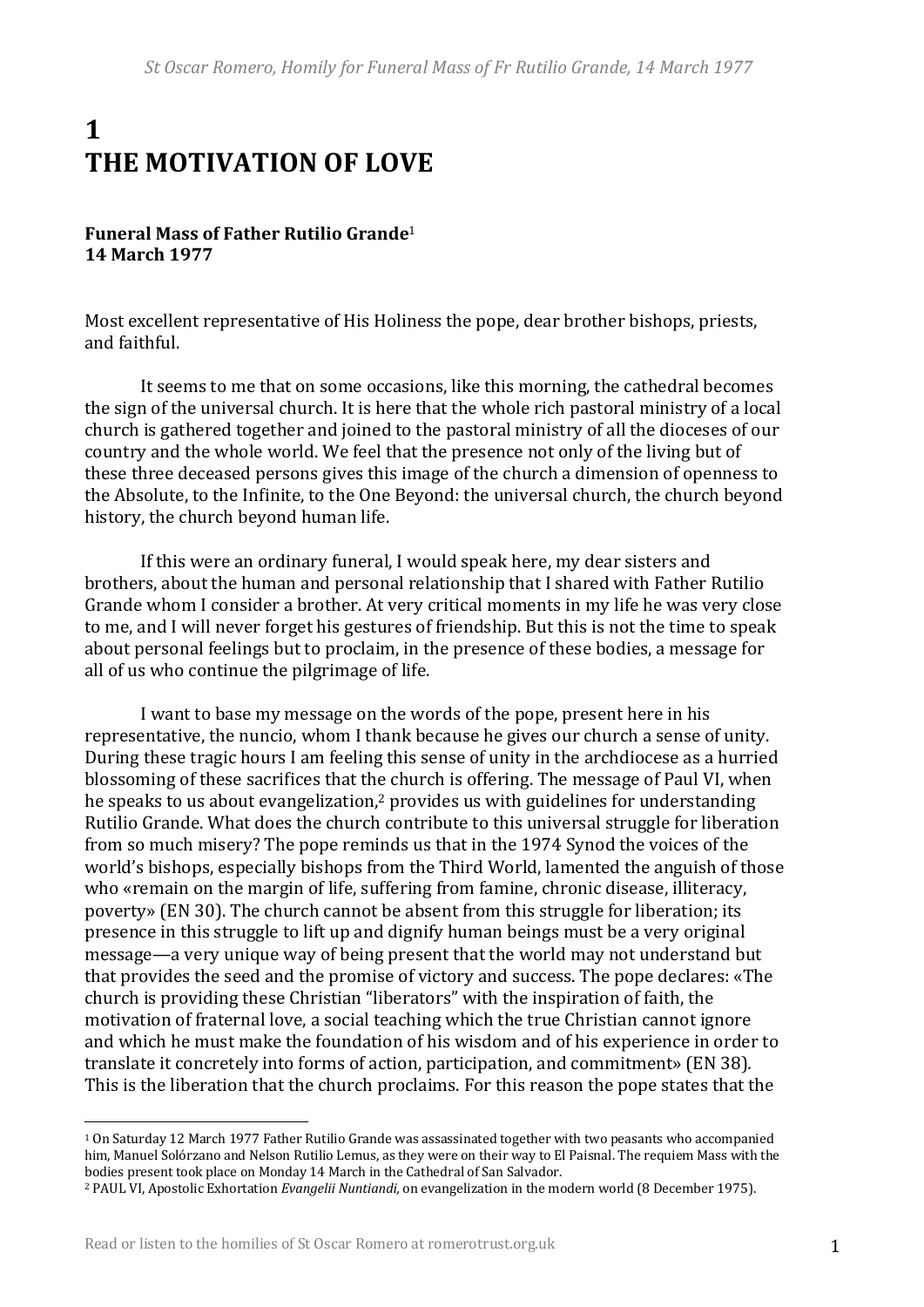# 1
# THE MOTIVATION OF LOVE

**Funeral Mass of Father Rutilio Grande**[1]
**14 March 1977**

Most excellent representative of His Holiness the pope, dear brother bishops, priests, and faithful.

It seems to me that on some occasions, like this morning, the cathedral becomes the sign of the universal church. It is here that the whole rich pastoral ministry of a local church is gathered together and joined to the pastoral ministry of all the dioceses of our country and the whole world. We feel that the presence not only of the living but of these three deceased persons gives this image of the church a dimension of openness to the Absolute, to the Infinite, to the One Beyond: the universal church, the church beyond history, the church beyond human life.

If this were an ordinary funeral, I would speak here, my dear sisters and brothers, about the human and personal relationship that I shared with Father Rutilio Grande whom I consider a brother. At very critical moments in my life he was very close to me, and I will never forget his gestures of friendship. But this is not the time to speak about personal feelings but to proclaim, in the presence of these bodies, a message for all of us who continue the pilgrimage of life.

I want to base my message on the words of the pope, present here in his representative, the nuncio, whom I thank because he gives our church a sense of unity. During these tragic hours I am feeling this sense of unity in the archdiocese as a hurried blossoming of these sacrifices that the church is offering. The message of Paul VI, when he speaks to us about evangelization,[2] provides us with guidelines for understanding Rutilio Grande. What does the church contribute to this universal struggle for liberation from so much misery? The pope reminds us that in the 1974 Synod the voices of the world's bishops, especially bishops from the Third World, lamented the anguish of those who «remain on the margin of life, suffering from famine, chronic disease, illiteracy, poverty» (EN 30). The church cannot be absent from this struggle for liberation; its presence in this struggle to lift up and dignify human beings must be a very original message—a very unique way of being present that the world may not understand but that provides the seed and the promise of victory and success. The pope declares: «The church is providing these Christian "liberators" with the inspiration of faith, the motivation of fraternal love, a social teaching which the true Christian cannot ignore and which he must make the foundation of his wisdom and of his experience in order to translate it concretely into forms of action, participation, and commitment» (EN 38). This is the liberation that the church proclaims. For this reason the pope states that the

---

[1] On Saturday 12 March 1977 Father Rutilio Grande was assassinated together with two peasants who accompanied him, Manuel Solórzano and Nelson Rutilio Lemus, as they were on their way to El Paisnal. The requiem Mass with the bodies present took place on Monday 14 March in the Cathedral of San Salvador.

[2] PAUL VI, Apostolic Exhortation *Evangelii Nuntiandi,* on evangelization in the modern world (8 December 1975).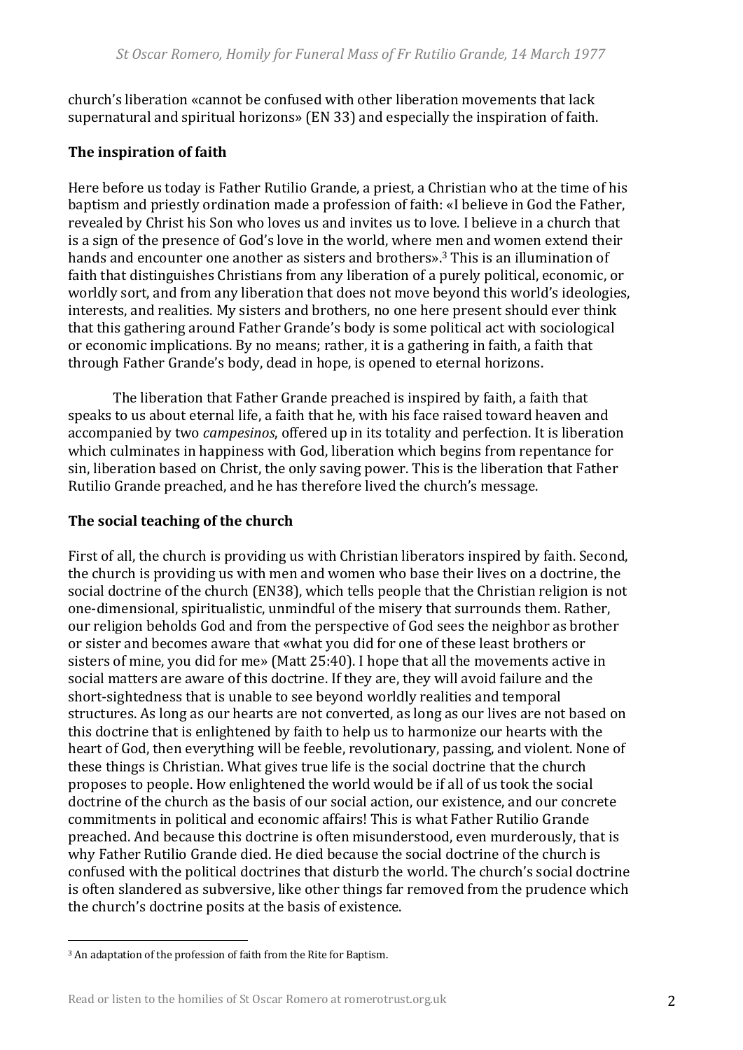church's liberation «cannot be confused with other liberation movements that lack supernatural and spiritual horizons» (EN 33) and especially the inspiration of faith.

**The inspiration of faith**

Here before us today is Father Rutilio Grande, a priest, a Christian who at the time of his baptism and priestly ordination made a profession of faith: «I believe in God the Father, revealed by Christ his Son who loves us and invites us to love. I believe in a church that is a sign of the presence of God's love in the world, where men and women extend their hands and encounter one another as sisters and brothers».[3] This is an illumination of faith that distinguishes Christians from any liberation of a purely political, economic, or worldly sort, and from any liberation that does not move beyond this world's ideologies, interests, and realities. My sisters and brothers, no one here present should ever think that this gathering around Father Grande's body is some political act with sociological or economic implications. By no means; rather, it is a gathering in faith, a faith that through Father Grande's body, dead in hope, is opened to eternal horizons.

The liberation that Father Grande preached is inspired by faith, a faith that speaks to us about eternal life, a faith that he, with his face raised toward heaven and accompanied by two *campesinos*, offered up in its totality and perfection. It is liberation which culminates in happiness with God, liberation which begins from repentance for sin, liberation based on Christ, the only saving power. This is the liberation that Father Rutilio Grande preached, and he has therefore lived the church's message.

**The social teaching of the church**

First of all, the church is providing us with Christian liberators inspired by faith. Second, the church is providing us with men and women who base their lives on a doctrine, the social doctrine of the church (EN38), which tells people that the Christian religion is not one-dimensional, spiritualistic, unmindful of the misery that surrounds them. Rather, our religion beholds God and from the perspective of God sees the neighbor as brother or sister and becomes aware that «what you did for one of these least brothers or sisters of mine, you did for me» (Matt 25:40). I hope that all the movements active in social matters are aware of this doctrine. If they are, they will avoid failure and the short-sightedness that is unable to see beyond worldly realities and temporal structures. As long as our hearts are not converted, as long as our lives are not based on this doctrine that is enlightened by faith to help us to harmonize our hearts with the heart of God, then everything will be feeble, revolutionary, passing, and violent. None of these things is Christian. What gives true life is the social doctrine that the church proposes to people. How enlightened the world would be if all of us took the social doctrine of the church as the basis of our social action, our existence, and our concrete commitments in political and economic affairs! This is what Father Rutilio Grande preached. And because this doctrine is often misunderstood, even murderously, that is why Father Rutilio Grande died. He died because the social doctrine of the church is confused with the political doctrines that disturb the world. The church's social doctrine is often slandered as subversive, like other things far removed from the prudence which the church's doctrine posits at the basis of existence.

[3] An adaptation of the profession of faith from the Rite for Baptism.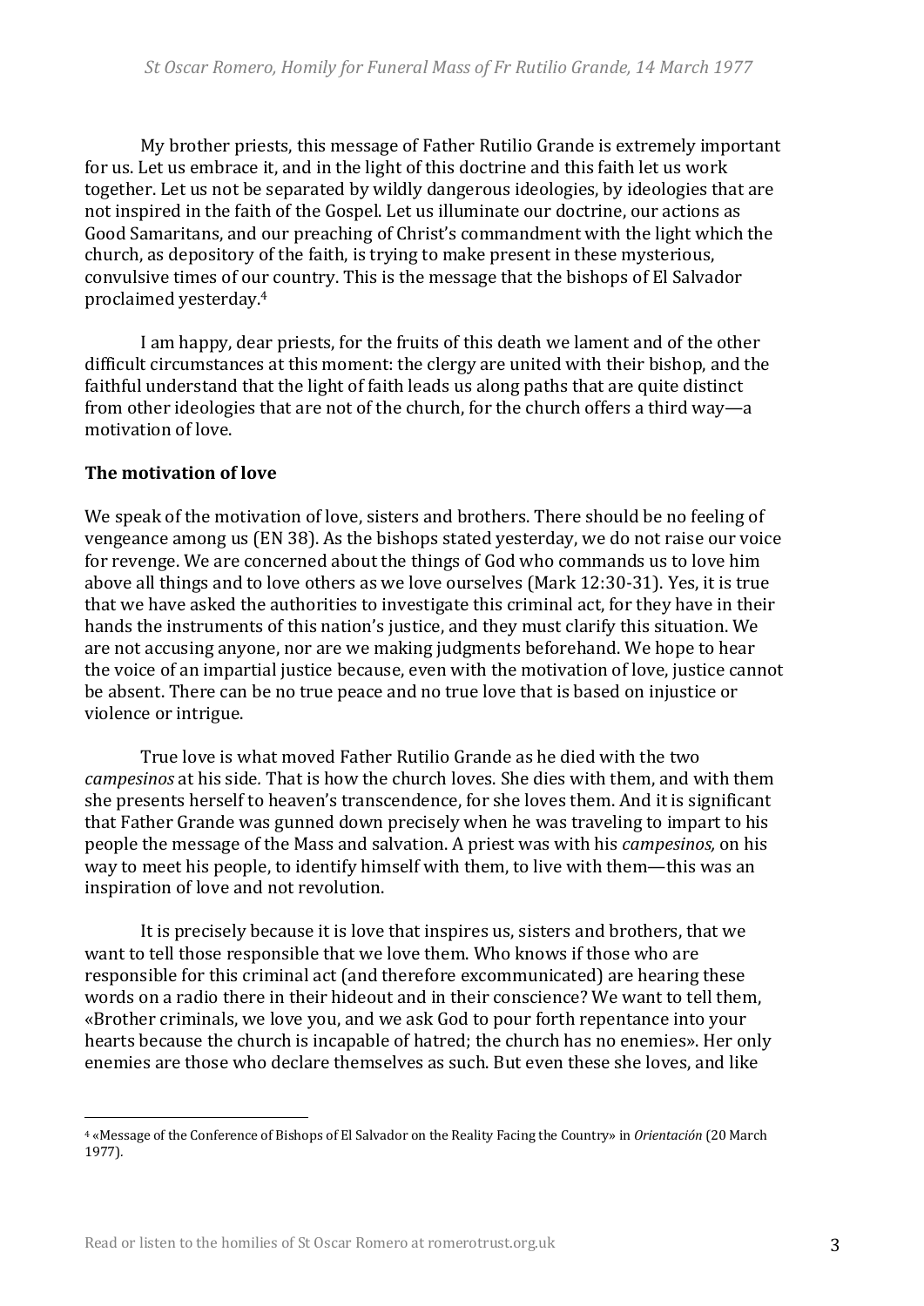My brother priests, this message of Father Rutilio Grande is extremely important for us. Let us embrace it, and in the light of this doctrine and this faith let us work together. Let us not be separated by wildly dangerous ideologies, by ideologies that are not inspired in the faith of the Gospel. Let us illuminate our doctrine, our actions as Good Samaritans, and our preaching of Christ's commandment with the light which the church, as depository of the faith, is trying to make present in these mysterious, convulsive times of our country. This is the message that the bishops of El Salvador proclaimed yesterday.[4]

I am happy, dear priests, for the fruits of this death we lament and of the other difficult circumstances at this moment: the clergy are united with their bishop, and the faithful understand that the light of faith leads us along paths that are quite distinct from other ideologies that are not of the church, for the church offers a third way—a motivation of love.

**The motivation of love**

We speak of the motivation of love, sisters and brothers. There should be no feeling of vengeance among us (EN 38). As the bishops stated yesterday, we do not raise our voice for revenge. We are concerned about the things of God who commands us to love him above all things and to love others as we love ourselves (Mark 12:30-31). Yes, it is true that we have asked the authorities to investigate this criminal act, for they have in their hands the instruments of this nation's justice, and they must clarify this situation. We are not accusing anyone, nor are we making judgments beforehand. We hope to hear the voice of an impartial justice because, even with the motivation of love, justice cannot be absent. There can be no true peace and no true love that is based on injustice or violence or intrigue.

True love is what moved Father Rutilio Grande as he died with the two *campesinos* at his side. That is how the church loves. She dies with them, and with them she presents herself to heaven's transcendence, for she loves them. And it is significant that Father Grande was gunned down precisely when he was traveling to impart to his people the message of the Mass and salvation. A priest was with his *campesinos,* on his way to meet his people, to identify himself with them, to live with them—this was an inspiration of love and not revolution.

It is precisely because it is love that inspires us, sisters and brothers, that we want to tell those responsible that we love them. Who knows if those who are responsible for this criminal act (and therefore excommunicated) are hearing these words on a radio there in their hideout and in their conscience? We want to tell them, «Brother criminals, we love you, and we ask God to pour forth repentance into your hearts because the church is incapable of hatred; the church has no enemies». Her only enemies are those who declare themselves as such. But even these she loves, and like

[4] «Message of the Conference of Bishops of El Salvador on the Reality Facing the Country» in *Orientación* (20 March 1977).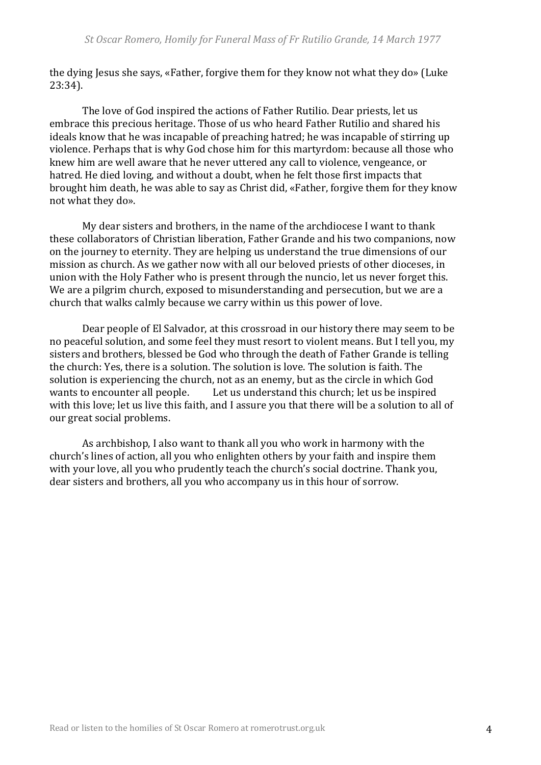the dying Jesus she says, «Father, forgive them for they know not what they do» (Luke 23:34).

The love of God inspired the actions of Father Rutilio. Dear priests, let us embrace this precious heritage. Those of us who heard Father Rutilio and shared his ideals know that he was incapable of preaching hatred; he was incapable of stirring up violence. Perhaps that is why God chose him for this martyrdom: because all those who knew him are well aware that he never uttered any call to violence, vengeance, or hatred. He died loving, and without a doubt, when he felt those first impacts that brought him death, he was able to say as Christ did, «Father, forgive them for they know not what they do».

My dear sisters and brothers, in the name of the archdiocese I want to thank these collaborators of Christian liberation, Father Grande and his two companions, now on the journey to eternity. They are helping us understand the true dimensions of our mission as church. As we gather now with all our beloved priests of other dioceses, in union with the Holy Father who is present through the nuncio, let us never forget this. We are a pilgrim church, exposed to misunderstanding and persecution, but we are a church that walks calmly because we carry within us this power of love.

Dear people of El Salvador, at this crossroad in our history there may seem to be no peaceful solution, and some feel they must resort to violent means. But I tell you, my sisters and brothers, blessed be God who through the death of Father Grande is telling the church: Yes, there is a solution. The solution is love. The solution is faith. The solution is experiencing the church, not as an enemy, but as the circle in which God wants to encounter all people. Let us understand this church; let us be inspired with this love; let us live this faith, and I assure you that there will be a solution to all of our great social problems.

As archbishop, I also want to thank all you who work in harmony with the church's lines of action, all you who enlighten others by your faith and inspire them with your love, all you who prudently teach the church's social doctrine. Thank you, dear sisters and brothers, all you who accompany us in this hour of sorrow.